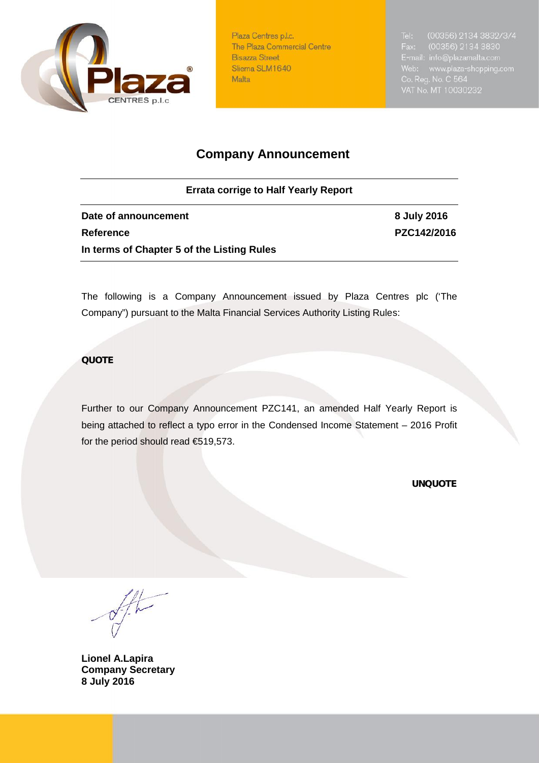Plaza Centres p.l.c.
The Plaza Commercial Centre
Bisazza Street
Sliema SLM1640
Malta

Tel: (00356) 2134 3832/3/4
Fax: (00356) 2134 3830
E-mail: info@plazamalta.com
Web: www.plaza-shopping.com
Co. Reg. No. C 564
VAT No. MT 10030232

# Company Announcement

**Errata corrige to Half Yearly Report**

| **Date of announcement** | **8 July 2016** |
|---|---|
| **Reference** | **PZC142/2016** |
| **In terms of Chapter 5 of the Listing Rules** | |

The following is a Company Announcement issued by Plaza Centres plc ('The Company") pursuant to the Malta Financial Services Authority Listing Rules:

**QUOTE**

Further to our Company Announcement PZC141, an amended Half Yearly Report is being attached to reflect a typo error in the Condensed Income Statement – 2016 Profit for the period should read €519,573.

**UNQUOTE**

**Lionel A.Lapira**
**Company Secretary**
**8 July 2016**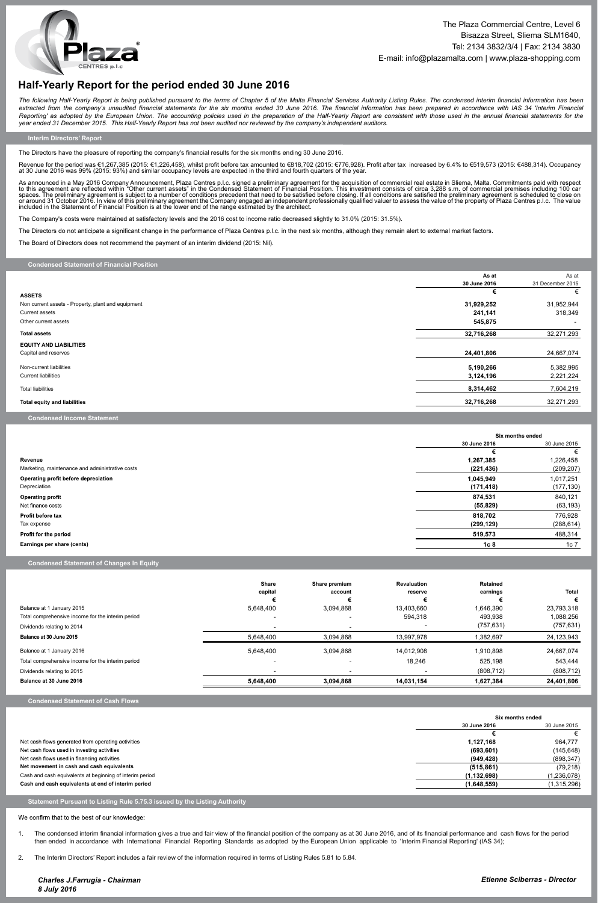Plaza CENTRES p.l.c

The Plaza Commercial Centre, Level 6
Bisazza Street, Sliema SLM1640,
Tel: 2134 3832/3/4 | Fax: 2134 3830
E-mail: info@plazamalta.com | www.plaza-shopping.com

# Half-Yearly Report for the period ended 30 June 2016

*The following Half-Yearly Report is being published pursuant to the terms of Chapter 5 of the Malta Financial Services Authority Listing Rules. The condensed interim financial information has been extracted from the company's unaudited financial statements for the six months ended 30 June 2016. The financial information has been prepared in accordance with IAS 34 'Interim Financial Reporting' as adopted by the European Union. The accounting policies used in the preparation of the Half-Yearly Report are consistent with those used in the annual financial statements for the year ended 31 December 2015. This Half-Yearly Report has not been audited nor reviewed by the company's independent auditors.*

## Interim Directors' Report

The Directors have the pleasure of reporting the company's financial results for the six months ending 30 June 2016.

Revenue for the period was €1,267,385 (2015: €1,226,458), whilst profit before tax amounted to €818,702 (2015: €776,928). Profit after tax increased by 6.4% to €519,573 (2015: €488,314). Occupancy at 30 June 2016 was 99% (2015: 93%) and similar occupancy levels are expected in the third and fourth quarters of the year.

As announced in a May 2016 Company Announcement, Plaza Centres p.l.c. signed a preliminary agreement for the acquisition of commercial real estate in Sliema, Malta. Commitments paid with respect to this agreement are reflected within "Other current assets" in the Condensed Statement of Financial Position. This investment consists of circa 3,288 s.m. of commercial premises including 100 car spaces. The preliminary agreement is subject to a number of conditions precedent that need to be satisfied before closing. If all conditions are satisfied the preliminary agreement is scheduled to close on or around 31 October 2016. In view of this preliminary agreement the Company engaged an independent professionally qualified valuer to assess the value of the property of Plaza Centres p.l.c. The value included in the Statement of Financial Position is at the lower end of the range estimated by the architect.

The Company's costs were maintained at satisfactory levels and the 2016 cost to income ratio decreased slightly to 31.0% (2015: 31.5%).

The Directors do not anticipate a significant change in the performance of Plaza Centres p.l.c. in the next six months, although they remain alert to external market factors.

The Board of Directors does not recommend the payment of an interim dividend (2015: Nil).

## Condensed Statement of Financial Position

| | As at 30 June 2016 | As at 31 December 2015 |
|---|---|---|
| | € | € |
| **ASSETS** | | |
| Non current assets - Property, plant and equipment | **31,929,252** | 31,952,944 |
| Current assets | **241,141** | 318,349 |
| Other current assets | **545,875** | - |
| **Total assets** | **32,716,268** | 32,271,293 |
| **EQUITY AND LIABILITIES** | | |
| Capital and reserves | **24,401,806** | 24,667,074 |
| Non-current liabilities | **5,190,266** | 5,382,995 |
| Current liabilities | **3,124,196** | 2,221,224 |
| Total liabilities | **8,314,462** | 7,604,219 |
| **Total equity and liabilities** | **32,716,268** | 32,271,293 |

## Condensed Income Statement

| | Six months ended | |
|---|---|---|
| | 30 June 2016 | 30 June 2015 |
| | € | € |
| **Revenue** | **1,267,385** | 1,226,458 |
| Marketing, maintenance and administrative costs | **(221,436)** | (209,207) |
| **Operating profit before depreciation** | **1,045,949** | 1,017,251 |
| Depreciation | **(171,418)** | (177,130) |
| **Operating profit** | **874,531** | 840,121 |
| Net finance costs | **(55,829)** | (63,193) |
| **Profit before tax** | **818,702** | 776,928 |
| Tax expense | **(299,129)** | (288,614) |
| **Profit for the period** | **519,573** | 488,314 |
| **Earnings per share (cents)** | **1c 8** | 1c 7 |

## Condensed Statement of Changes In Equity

| | Share capital | Share premium account | Revaluation reserve | Retained earnings | Total |
|---|---|---|---|---|---|
| | € | € | € | € | € |
| Balance at 1 January 2015 | 5,648,400 | 3,094,868 | 13,403,660 | 1,646,390 | 23,793,318 |
| Total comprehensive income for the interim period | - | - | 594,318 | 493,938 | 1,088,256 |
| Dividends relating to 2014 | - | - | - | (757,631) | (757,631) |
| **Balance at 30 June 2015** | 5,648,400 | 3,094,868 | 13,997,978 | 1,382,697 | 24,123,943 |
| Balance at 1 January 2016 | 5,648,400 | 3,094,868 | 14,012,908 | 1,910,898 | 24,667,074 |
| Total comprehensive income for the interim period | - | - | 18,246 | 525,198 | 543,444 |
| Dividends relating to 2015 | - | - | - | (808,712) | (808,712) |
| **Balance at 30 June 2016** | **5,648,400** | **3,094,868** | **14,031,154** | **1,627,384** | **24,401,806** |

## Condensed Statement of Cash Flows

| | Six months ended | |
|---|---|---|
| | 30 June 2016 | 30 June 2015 |
| | € | € |
| Net cash flows generated from operating activities | **1,127,168** | 964,777 |
| Net cash flows used in investing activities | **(693,601)** | (145,648) |
| Net cash flows used in financing activities | **(949,428)** | (898,347) |
| **Net movement in cash and cash equivalents** | **(515,861)** | (79,218) |
| Cash and cash equivalents at beginning of interim period | **(1,132,698)** | (1,236,078) |
| **Cash and cash equivalents at end of interim period** | **(1,648,559)** | (1,315,296) |

## Statement Pursuant to Listing Rule 5.75.3 issued by the Listing Authority

We confirm that to the best of our knowledge:

1. The condensed interim financial information gives a true and fair view of the financial position of the company as at 30 June 2016, and of its financial performance and cash flows for the period then ended in accordance with International Financial Reporting Standards as adopted by the European Union applicable to 'Interim Financial Reporting' (IAS 34);

2. The Interim Directors' Report includes a fair review of the information required in terms of Listing Rules 5.81 to 5.84.

***Charles J.Farrugia - Chairman***
***8 July 2016***

***Etienne Sciberras - Director***